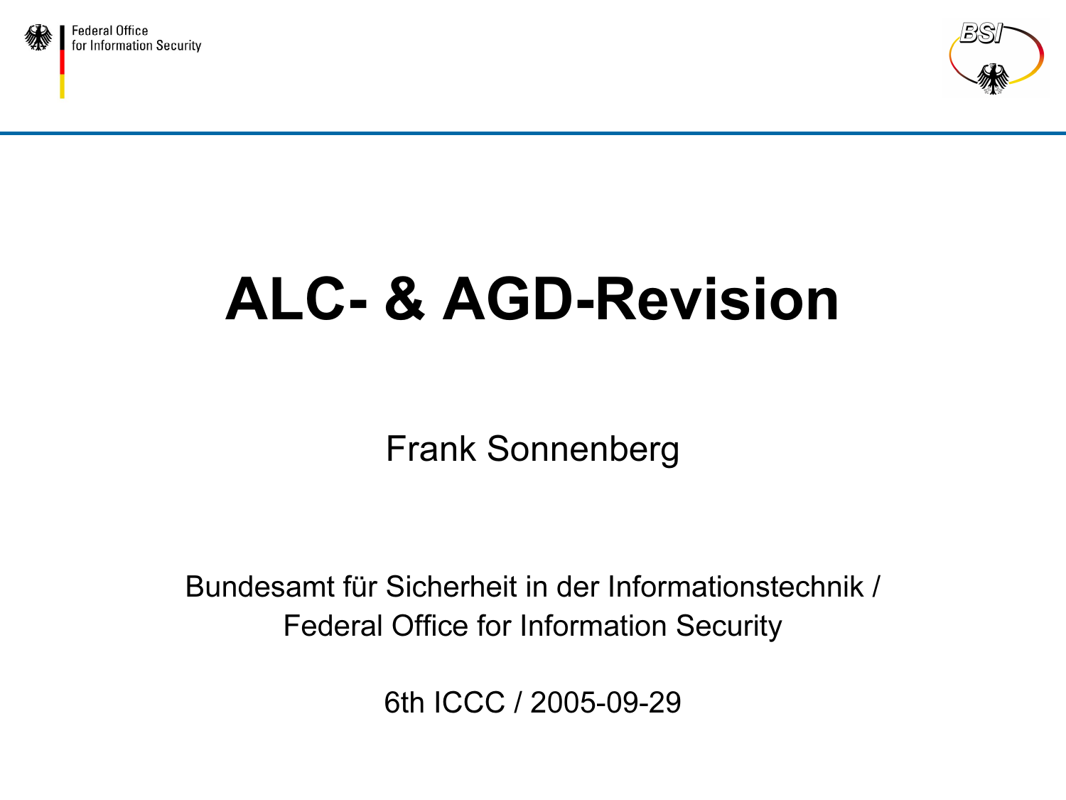# ALC- & AGD-Revision

Frank Sonnenberg

Bundesamt für Sicherheit in der Informationstechnik /
Federal Office for Information Security

6th ICCC / 2005-09-29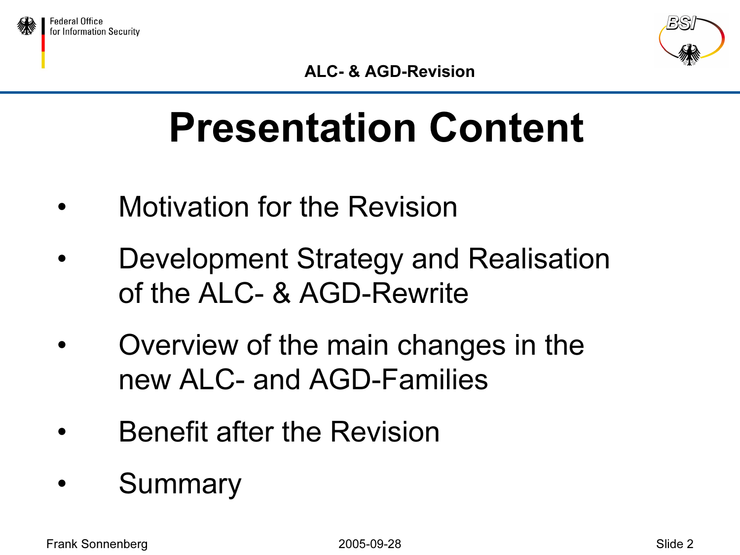# Presentation Content

- Motivation for the Revision
- Development Strategy and Realisation of the ALC- & AGD-Rewrite
- Overview of the main changes in the new ALC- and AGD-Families
- Benefit after the Revision
- Summary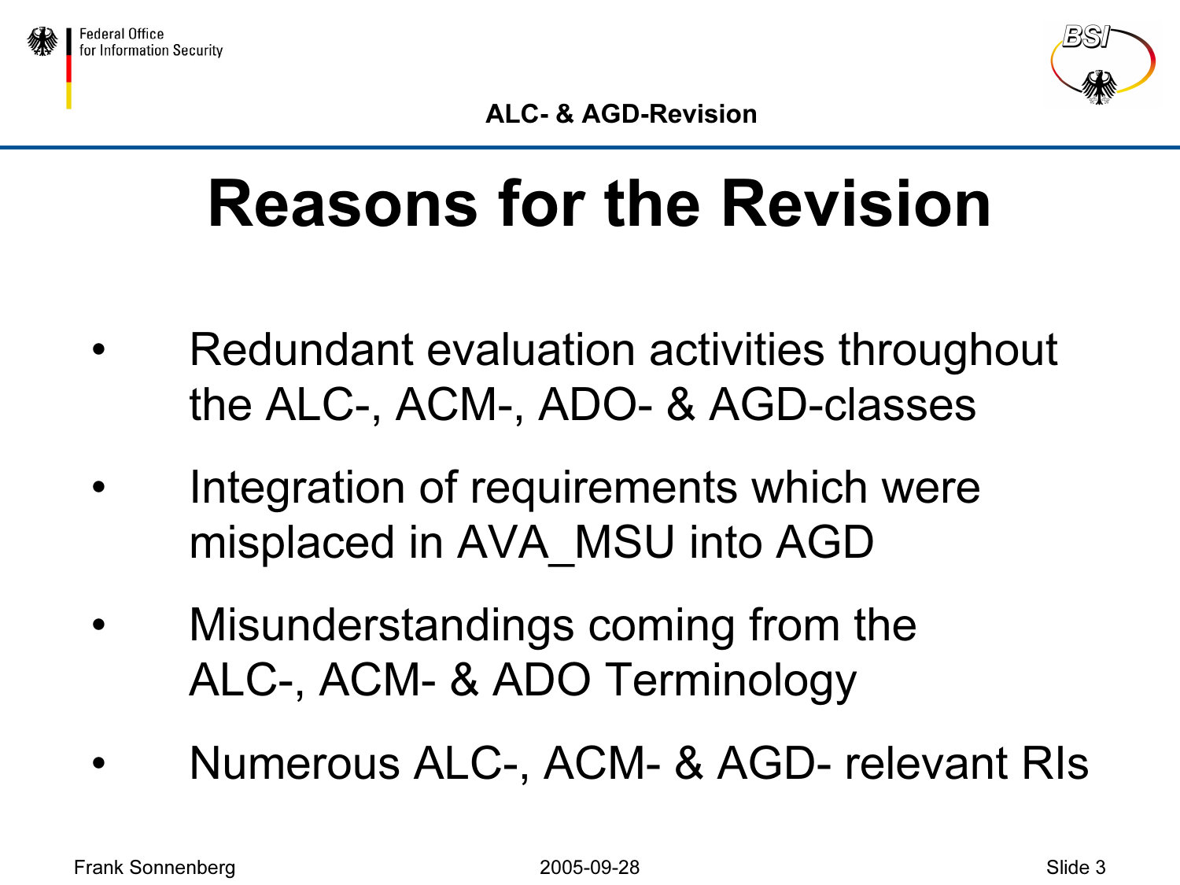# Reasons for the Revision

- Redundant evaluation activities throughout the ALC-, ACM-, ADO- & AGD-classes
- Integration of requirements which were misplaced in AVA_MSU into AGD
- Misunderstandings coming from the ALC-, ACM- & ADO Terminology
- Numerous ALC-, ACM- & AGD- relevant RIs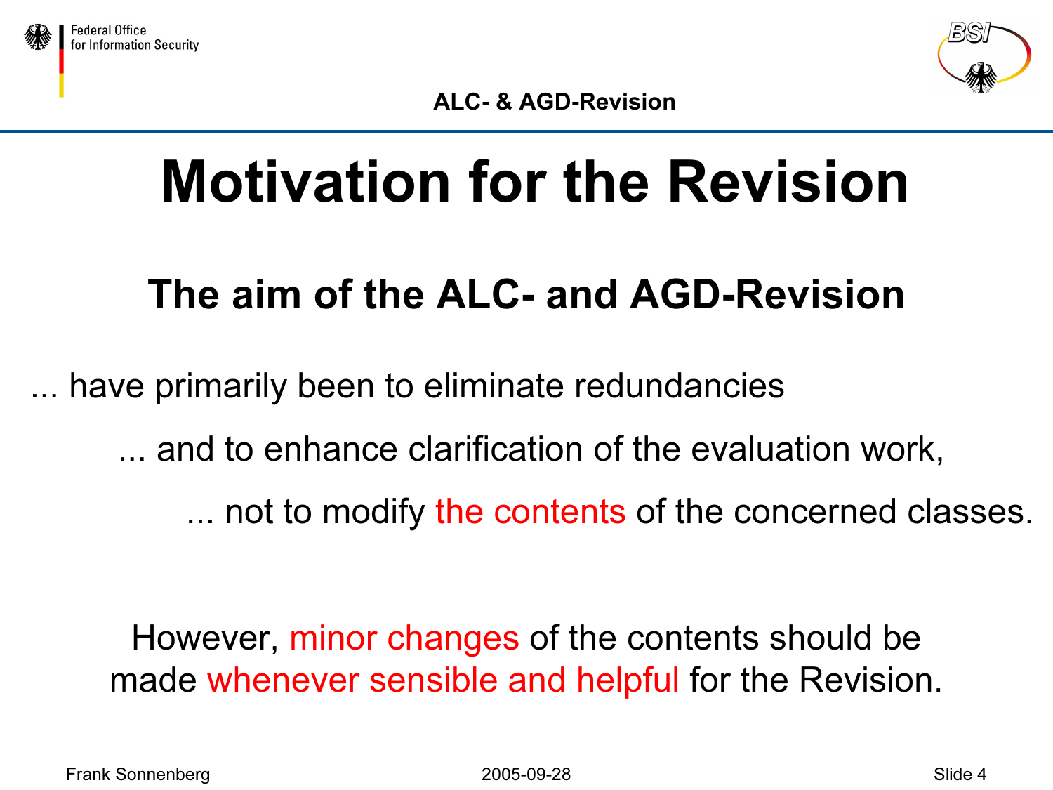# Motivation for the Revision

## The aim of the ALC- and AGD-Revision

... have primarily been to eliminate redundancies

... and to enhance clarification of the evaluation work,

... not to modify the contents of the concerned classes.

However, minor changes of the contents should be made whenever sensible and helpful for the Revision.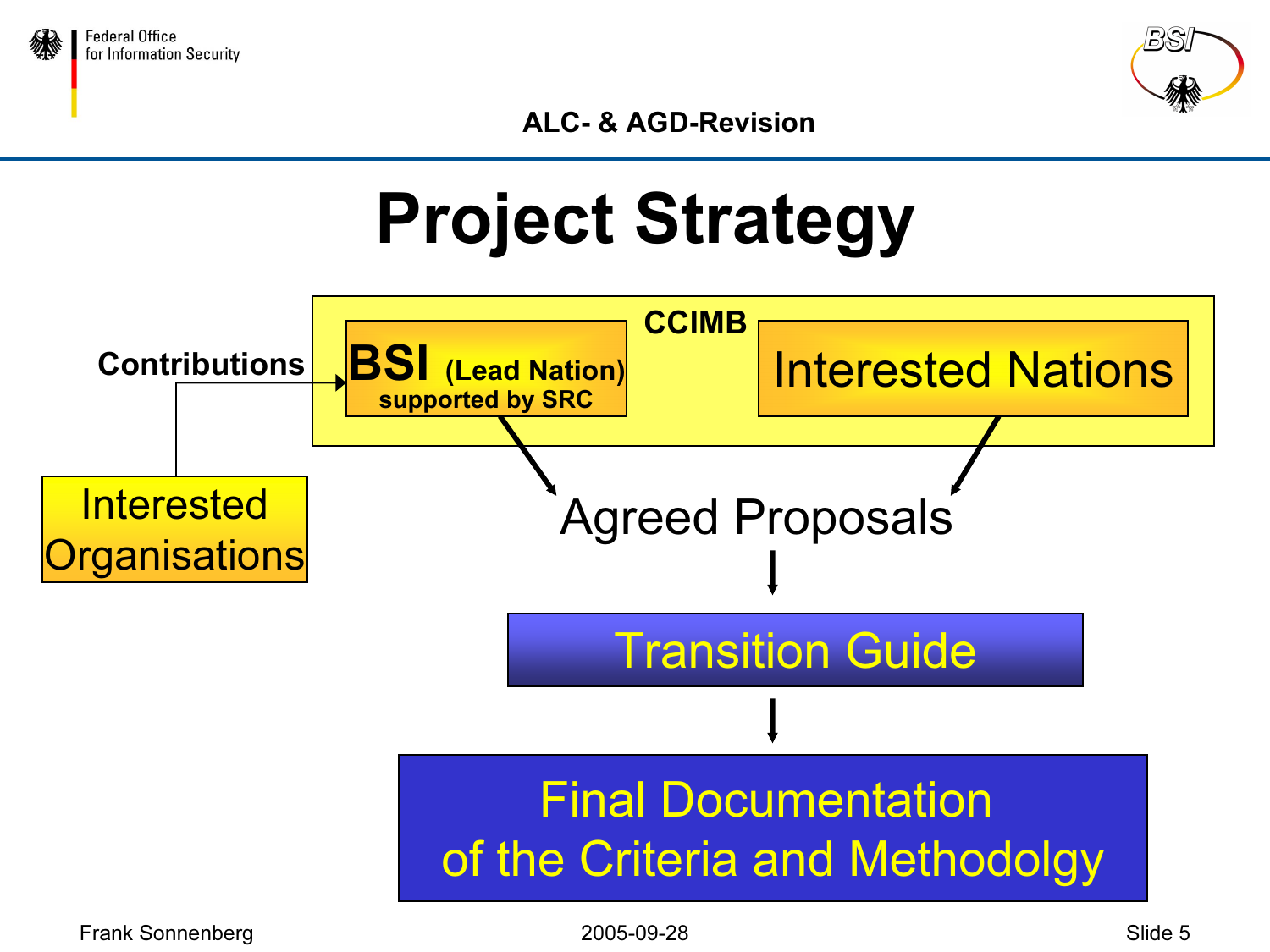# Project Strategy

**CCIMB**

- **BSI** (Lead Nation) supported by SRC
- Interested Nations

**Contributions** from: Interested Organisations → BSI

BSI and Interested Nations → Agreed Proposals

Agreed Proposals → Transition Guide

Transition Guide → Final Documentation of the Criteria and Methodolgy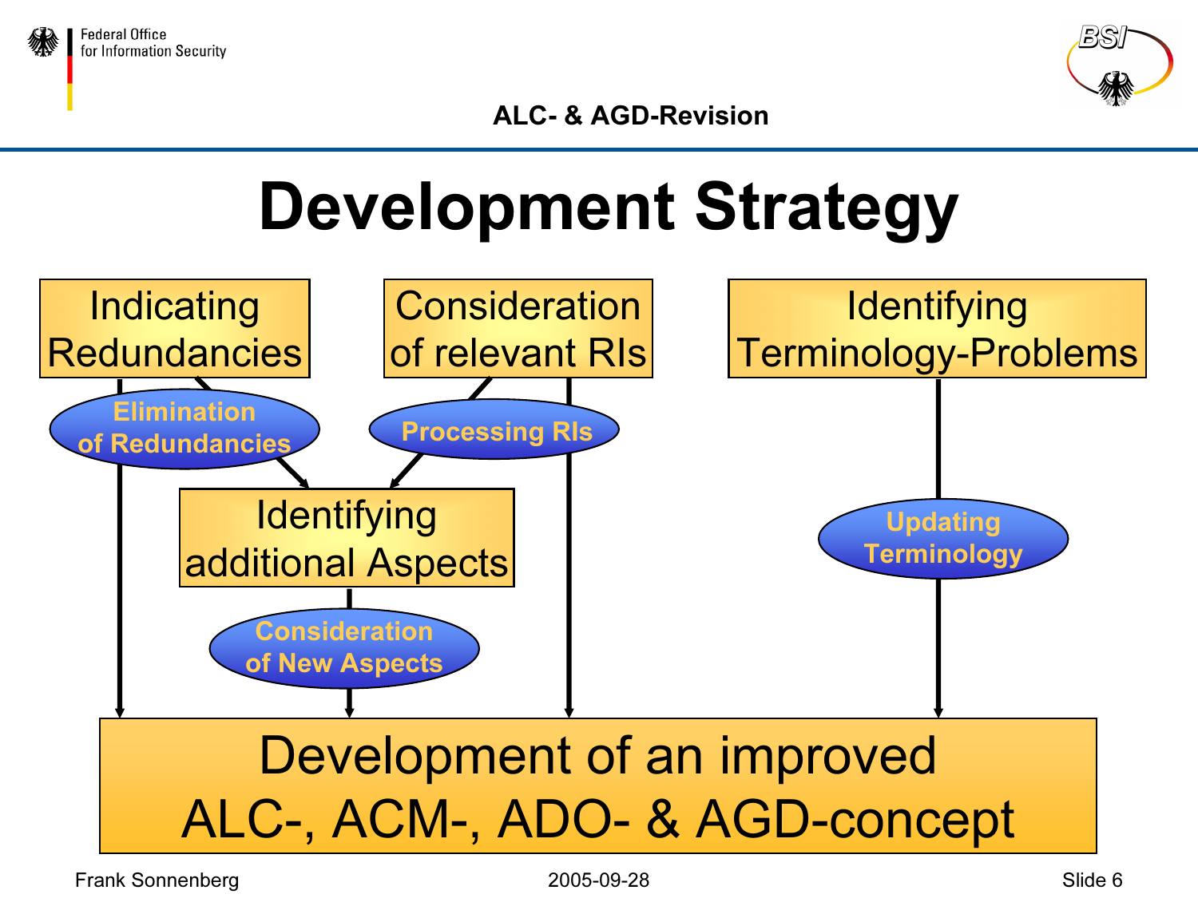# Development Strategy

- Indicating Redundancies
  - Elimination of Redundancies
- Consideration of relevant RIs
  - Processing RIs
- Identifying additional Aspects
  - Consideration of New Aspects
- Identifying Terminology-Problems
  - Updating Terminology

**Development of an improved ALC-, ACM-, ADO- & AGD-concept**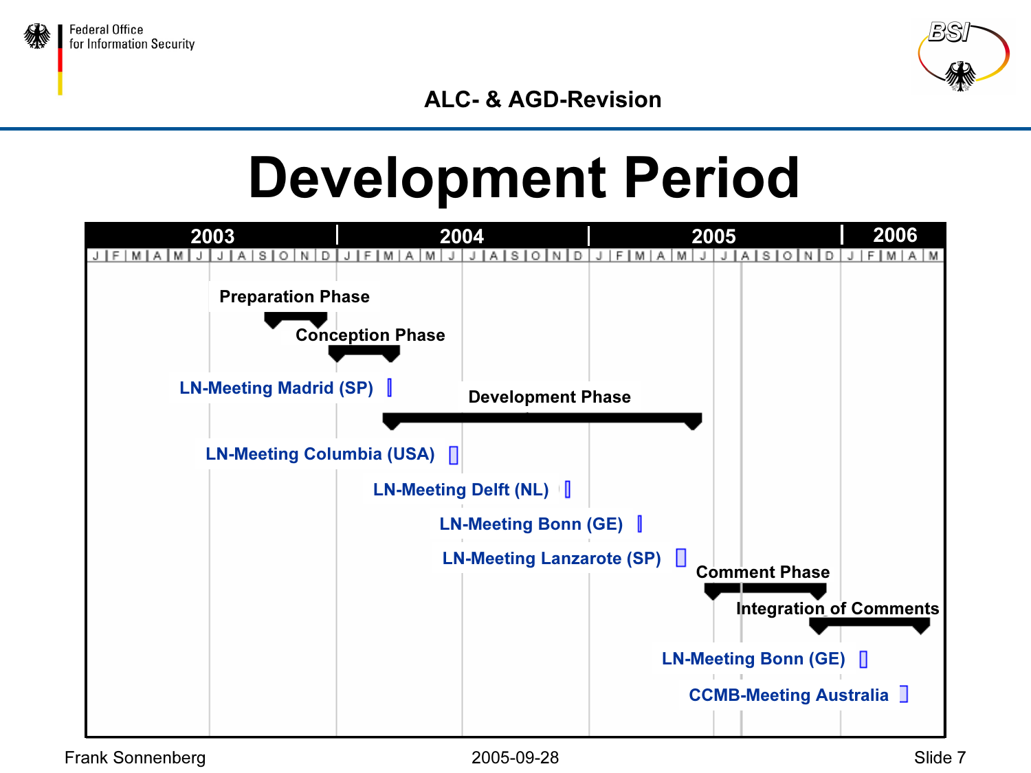# Development Period

| | 2003 | 2004 | 2005 | 2006 |
|---|---|---|---|---|
| Preparation Phase | Aug – Oct | | | |
| Conception Phase | Nov | – Feb | | |
| LN-Meeting Madrid (SP) | | Feb | | |
| Development Phase | | Mar | – Apr | |
| LN-Meeting Columbia (USA) | | Apr | | |
| LN-Meeting Delft (NL) | | Aug | | |
| LN-Meeting Bonn (GE) | | Nov | | |
| LN-Meeting Lanzarote (SP) | | | Mar | |
| Comment Phase | | | May – Sep | |
| Integration of Comments | | | Oct | – Mar |
| LN-Meeting Bonn (GE) | | | Nov | |
| CCMB-Meeting Australia | | | | Jan |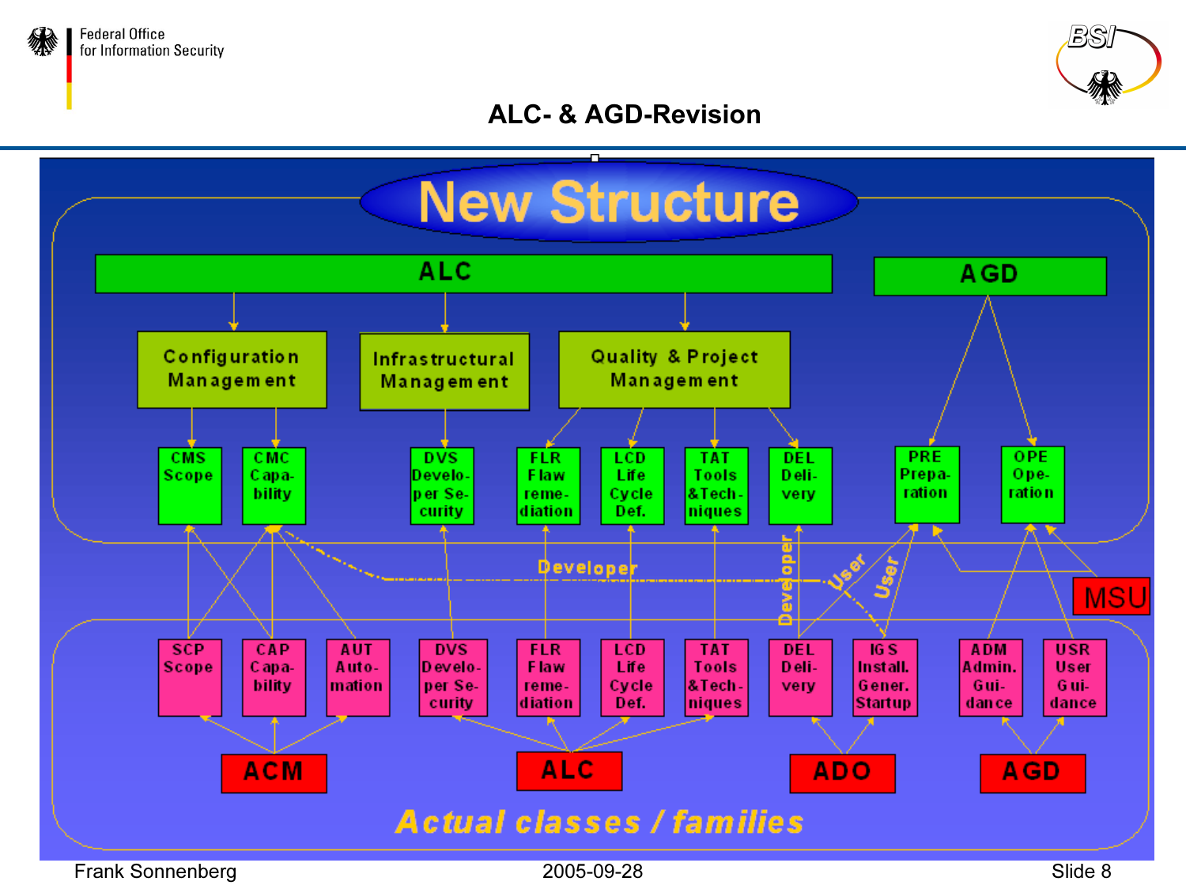# ALC- & AGD-Revision

## New Structure

**ALC**

- **Configuration Management**
  - CMS Scope
  - CMC Capa-bility
- **Infrastructural Management**
  - DVS Develo-per Se-curity
- **Quality & Project Management**
  - FLR Flaw reme-diation
  - LCD Life Cycle Def.
  - TAT Tools &Tech-niques
  - DEL Deli-very

**AGD**

- PRE Prepa-ration
- OPE Ope-ration

Developer — Developer — User — User

MSU

**ACM**

- SCP Scope
- CAP Capa-bility
- AUT Auto-mation

**ALC**

- DVS Develo-per Se-curity
- FLR Flaw reme-diation
- LCD Life Cycle Def.
- TAT Tools &Tech-niques

**ADO**

- DEL Deli-very
- IGS Install. Gener. Startup

**AGD**

- ADM Admin. Gui-dance
- USR User Gui-dance

*Actual classes / families*

Frank Sonnenberg 2005-09-28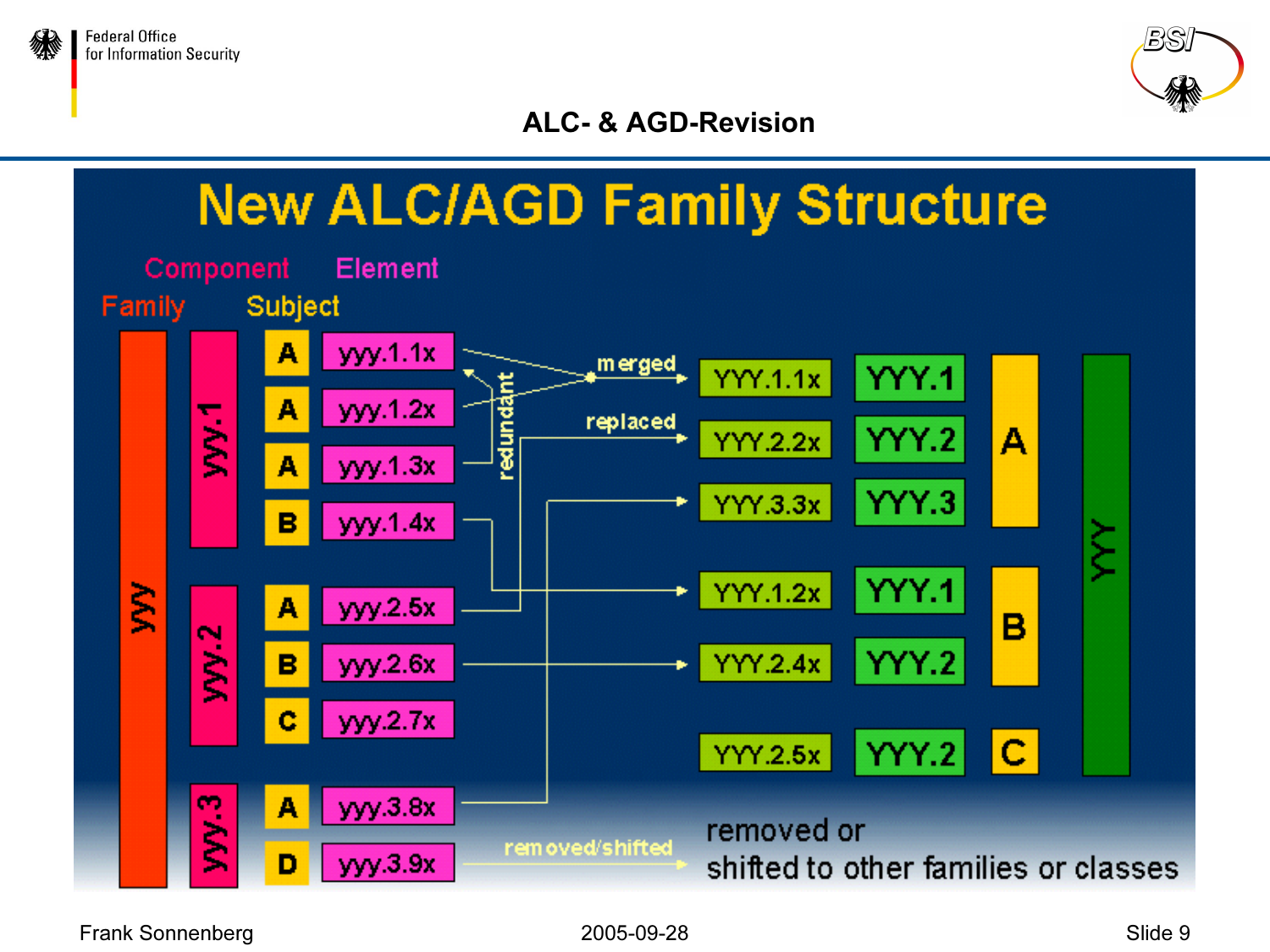# ALC- & AGD-Revision

## New ALC/AGD Family Structure

Component — Element

Family — Subject

| Family | Component | Subject | Element | Change | New Element | New Component | Subject | Family |
|---|---|---|---|---|---|---|---|---|
| yyy | yyy.1 | A | yyy.1.1x | merged | YYY.1.1x | YYY.1 | A | YYY |
| | | A | yyy.1.2x | merged | | | | |
| | | A | yyy.1.3x | redundant | | | | |
| | | B | yyy.1.4x | | YYY.1.2x | YYY.1 | B | |
| | yyy.2 | A | yyy.2.5x | replaced | YYY.2.2x | YYY.2 | A | |
| | | B | yyy.2.6x | | YYY.2.4x | YYY.2 | B | |
| | | C | yyy.2.7x | | YYY.2.5x | YYY.2 | C | |
| | yyy.3 | A | yyy.3.8x | | YYY.3.3x | YYY.3 | A | |
| | | D | yyy.3.9x | removed/shifted | removed or shifted to other families or classes | | | |

Frank Sonnenberg — 2005-09-28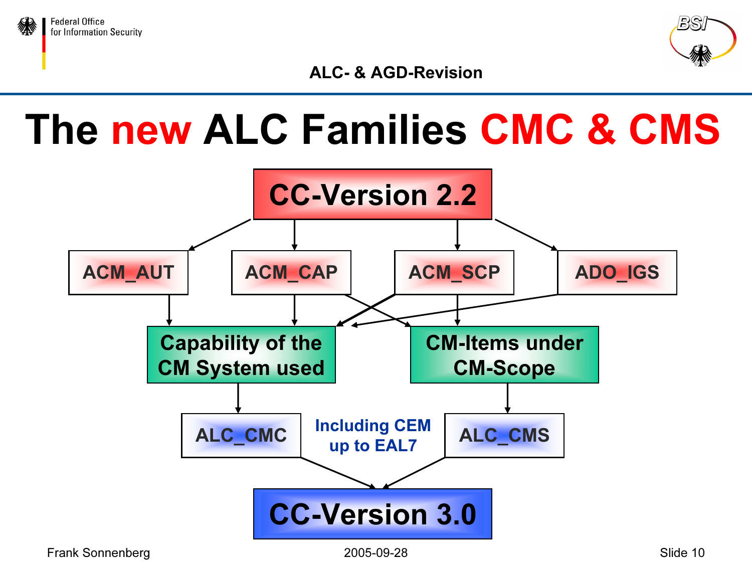# The new ALC Families CMC & CMS

CC-Version 2.2

ACM_AUT

ACM_CAP

ACM_SCP

ADO_IGS

Capability of the CM System used

CM-Items under CM-Scope

ALC_CMC

Including CEM up to EAL7

ALC_CMS

CC-Version 3.0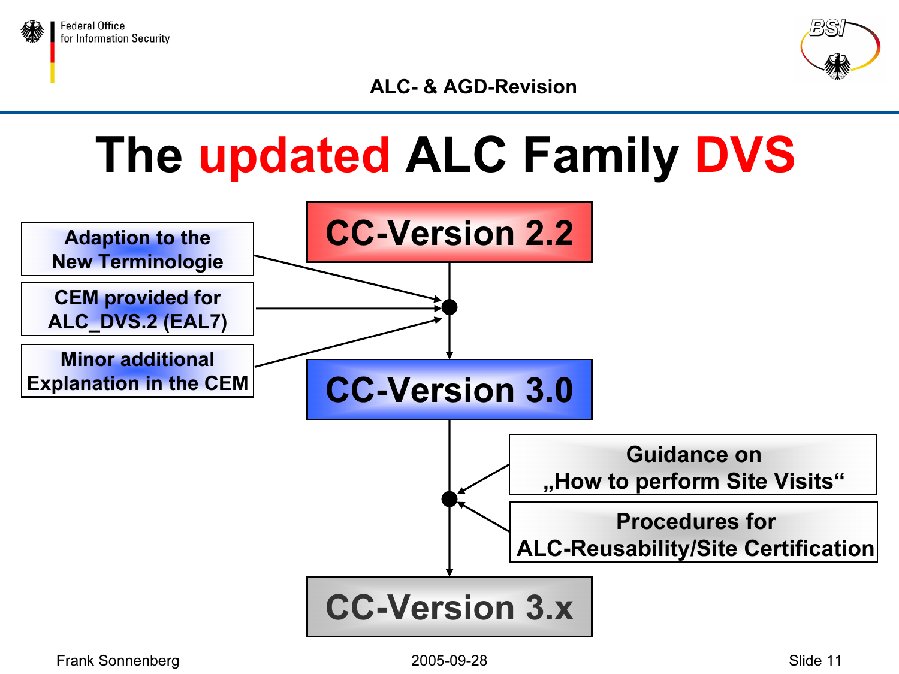# The updated ALC Family DVS

**CC-Version 2.2**

- Adaption to the New Terminologie
- CEM provided for ALC_DVS.2 (EAL7)
- Minor additional Explanation in the CEM

**CC-Version 3.0**

- Guidance on „How to perform Site Visits"
- Procedures for ALC-Reusability/Site Certification

**CC-Version 3.x**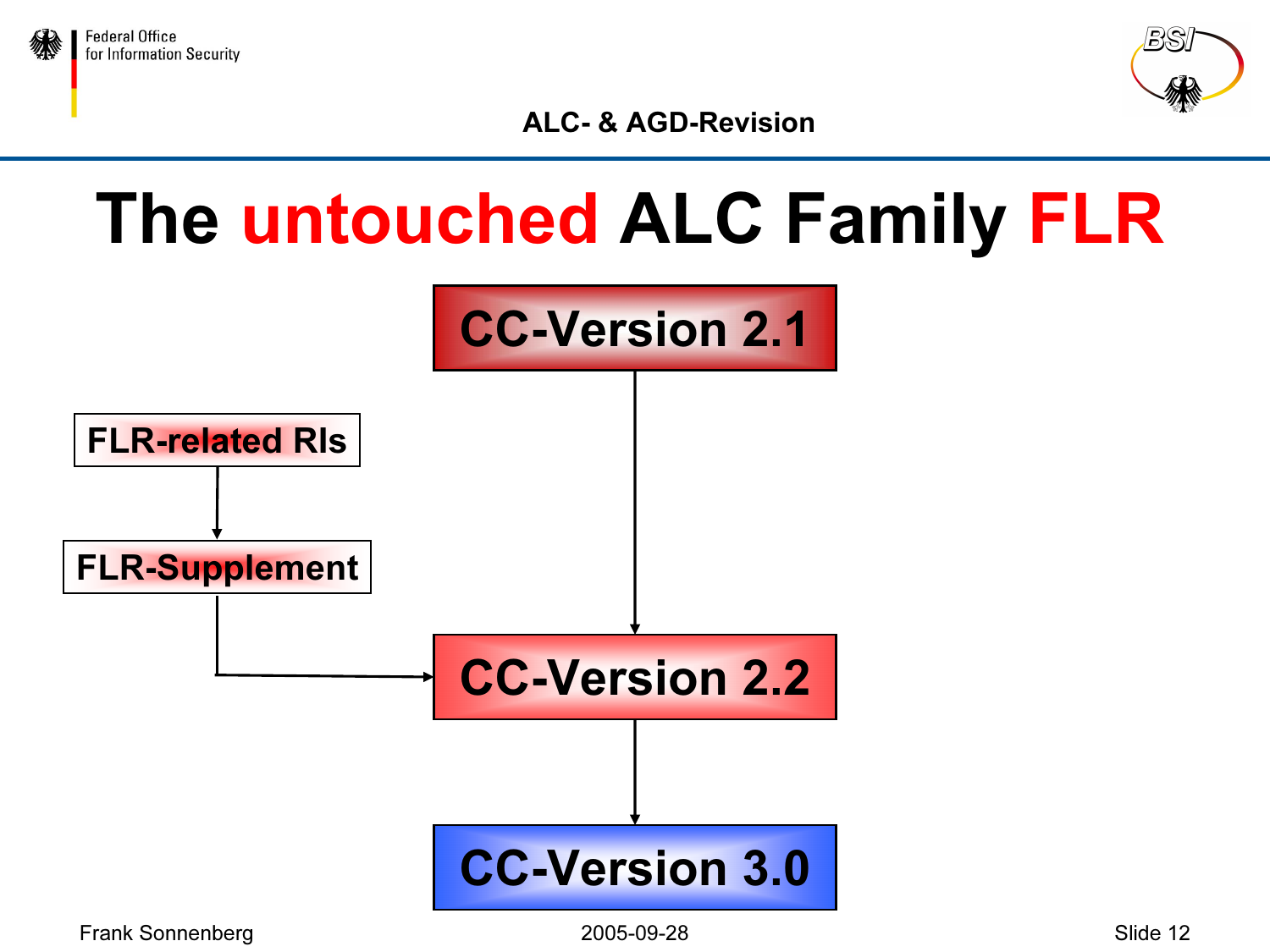# The untouched ALC Family FLR

CC-Version 2.1

FLR-related RIs

FLR-Supplement

CC-Version 2.2

CC-Version 3.0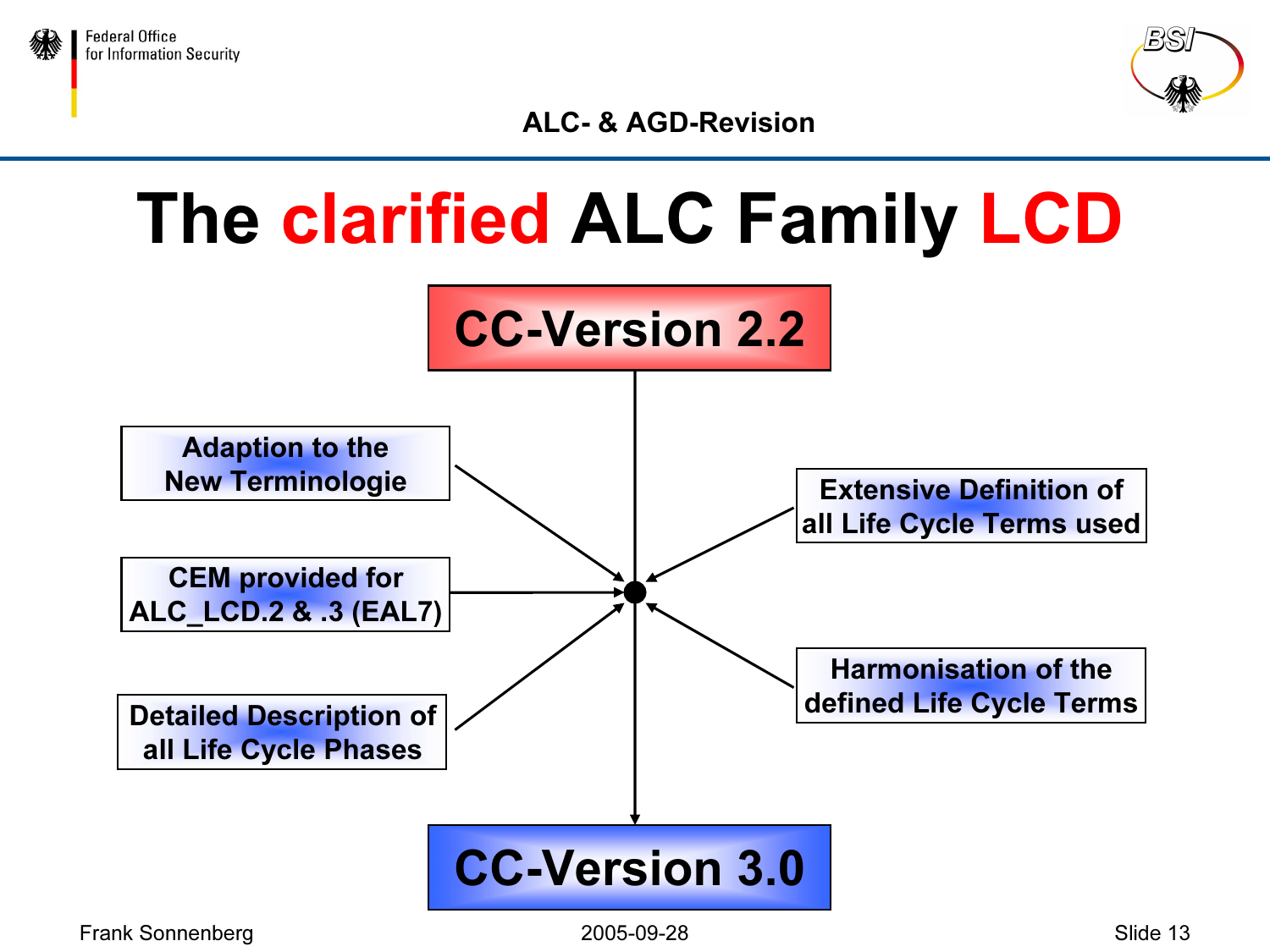# The clarified ALC Family LCD

**CC-Version 2.2**

- Adaption to the New Terminologie
- CEM provided for ALC_LCD.2 & .3 (EAL7)
- Detailed Description of all Life Cycle Phases
- Extensive Definition of all Life Cycle Terms used
- Harmonisation of the defined Life Cycle Terms

**CC-Version 3.0**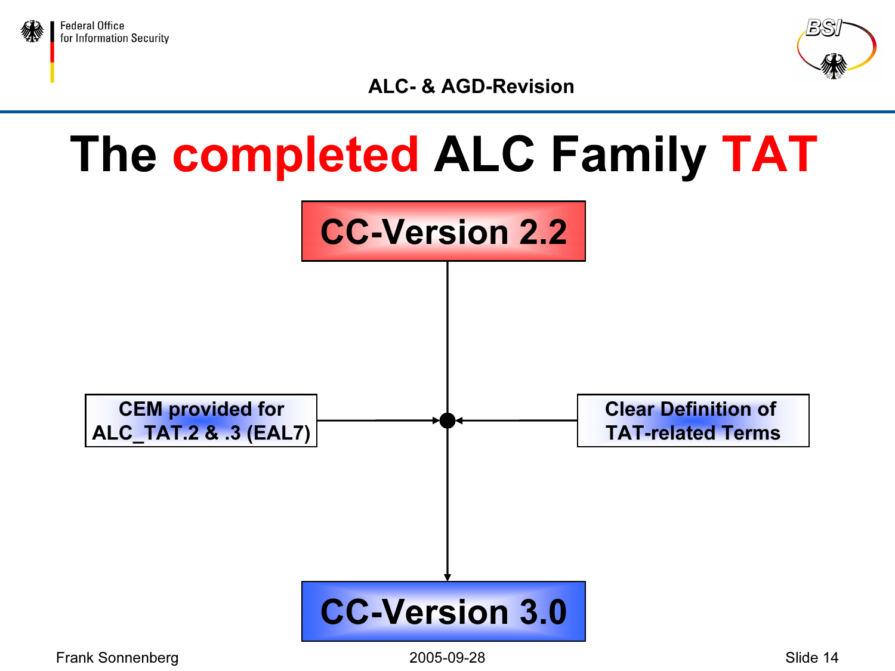# The completed ALC Family TAT

**CC-Version 2.2**

**CEM provided for ALC_TAT.2 & .3 (EAL7)**

**Clear Definition of TAT-related Terms**

**CC-Version 3.0**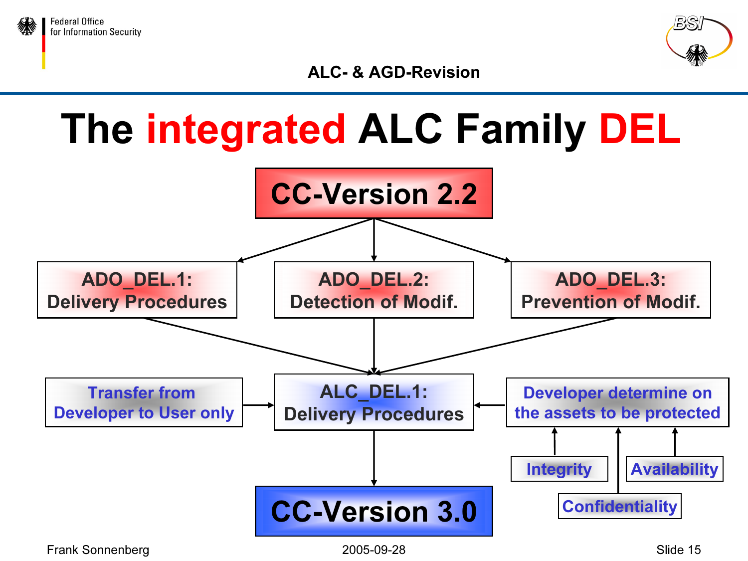# The integrated ALC Family DEL

**CC-Version 2.2**

- ADO_DEL.1: Delivery Procedures
- ADO_DEL.2: Detection of Modif.
- ADO_DEL.3: Prevention of Modif.

**ALC_DEL.1: Delivery Procedures**

- Transfer from Developer to User only
- Developer determine on the assets to be protected
  - Integrity
  - Confidentiality
  - Availability

**CC-Version 3.0**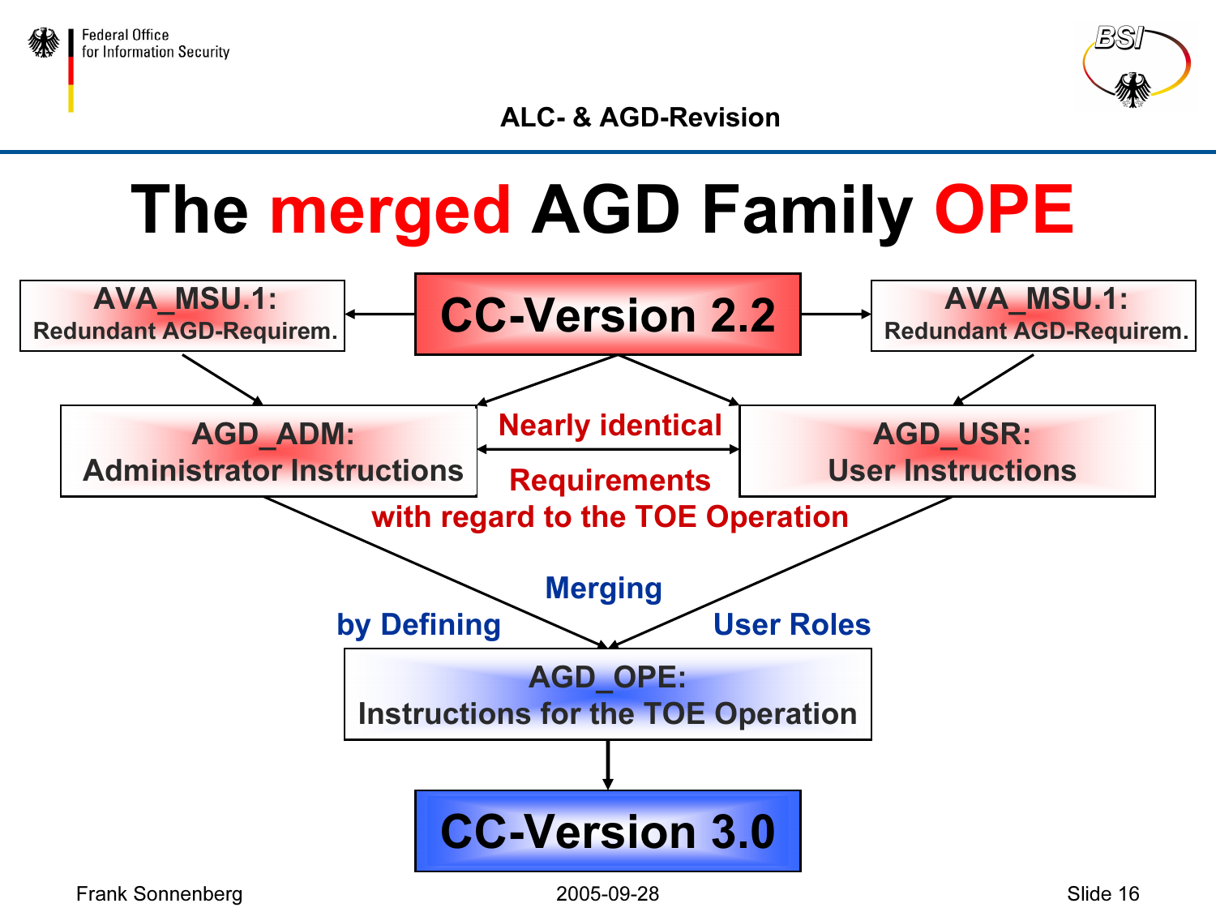# The merged AGD Family OPE

**CC-Version 2.2**

- **AVA_MSU.1:** Redundant AGD-Requirem.
- **AVA_MSU.1:** Redundant AGD-Requirem.

**AGD_ADM:** Administrator Instructions

**AGD_USR:** User Instructions

Nearly identical Requirements with regard to the TOE Operation

Merging by Defining User Roles

**AGD_OPE:** Instructions for the TOE Operation

**CC-Version 3.0**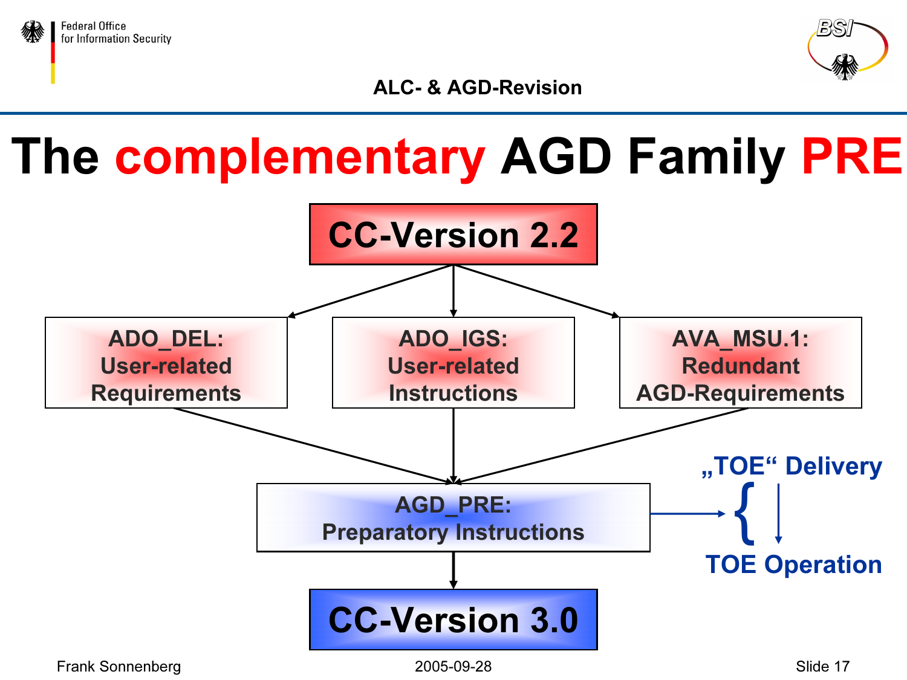# The complementary AGD Family PRE

**CC-Version 2.2**

- **ADO_DEL:** User-related Requirements
- **ADO_IGS:** User-related Instructions
- **AVA_MSU.1:** Redundant AGD-Requirements

↓

**AGD_PRE:** Preparatory Instructions → „TOE“ Delivery → TOE Operation

↓

**CC-Version 3.0**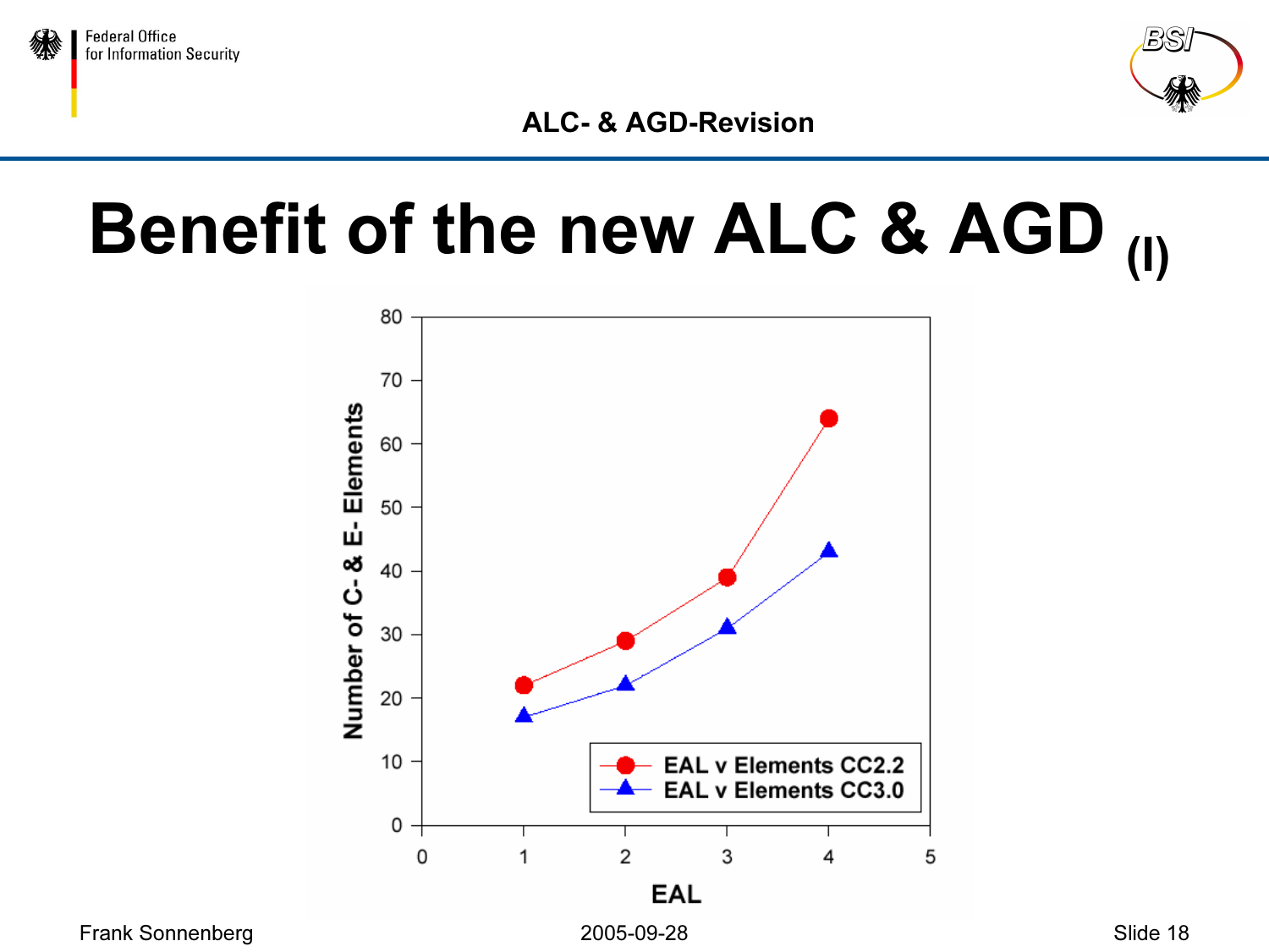# Benefit of the new ALC & AGD (I)

| EAL | EAL v Elements CC2.2 | EAL v Elements CC3.0 |
|---|---|---|
| 1 | 22 | 17 |
| 2 | 29 | 22 |
| 3 | 39 | 31 |
| 4 | 64 | 43 |

Number of C- & E- Elements vs. EAL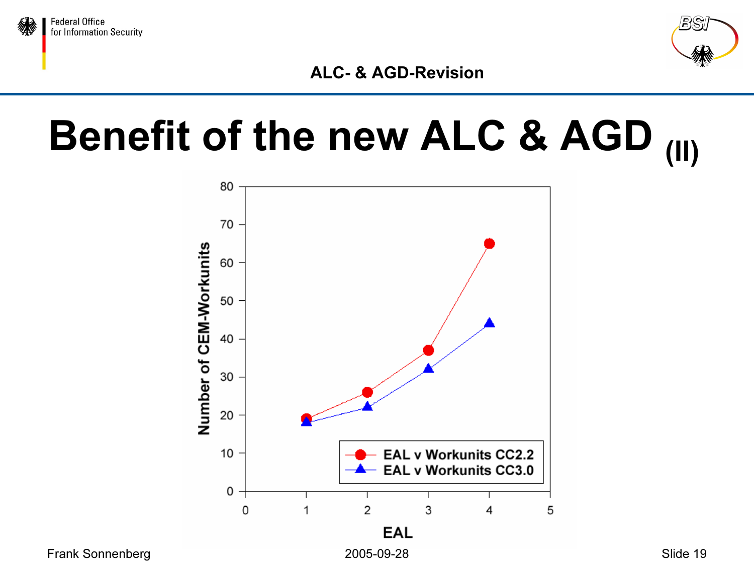# Benefit of the new ALC & AGD (II)

| EAL | EAL v Workunits CC2.2 | EAL v Workunits CC3.0 |
|---|---|---|
| 1 | 19 | 18 |
| 2 | 26 | 22 |
| 3 | 37 | 32 |
| 4 | 65 | 44 |

Number of CEM-Workunits vs. EAL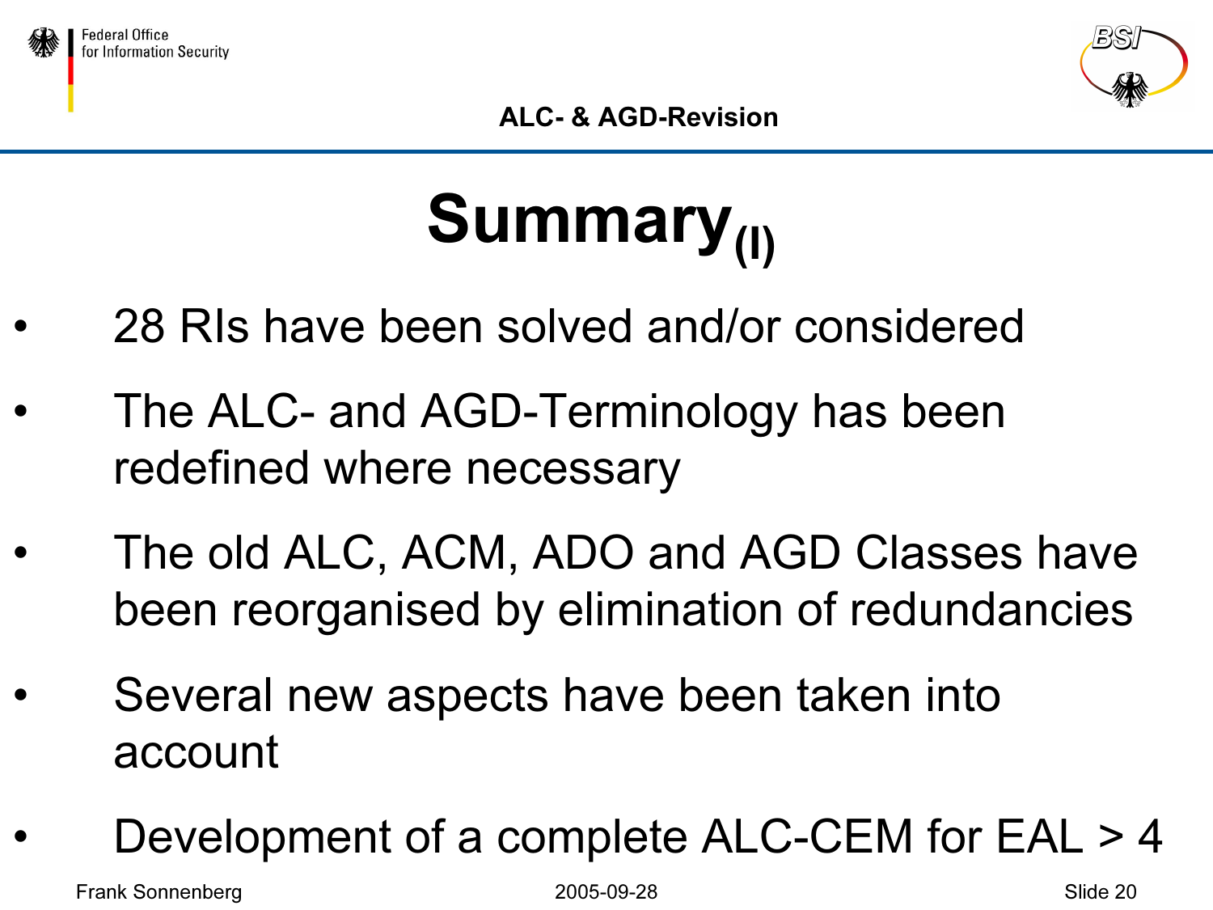# Summary$_{(I)}$

- 28 RIs have been solved and/or considered
- The ALC- and AGD-Terminology has been redefined where necessary
- The old ALC, ACM, ADO and AGD Classes have been reorganised by elimination of redundancies
- Several new aspects have been taken into account
- Development of a complete ALC-CEM for EAL > 4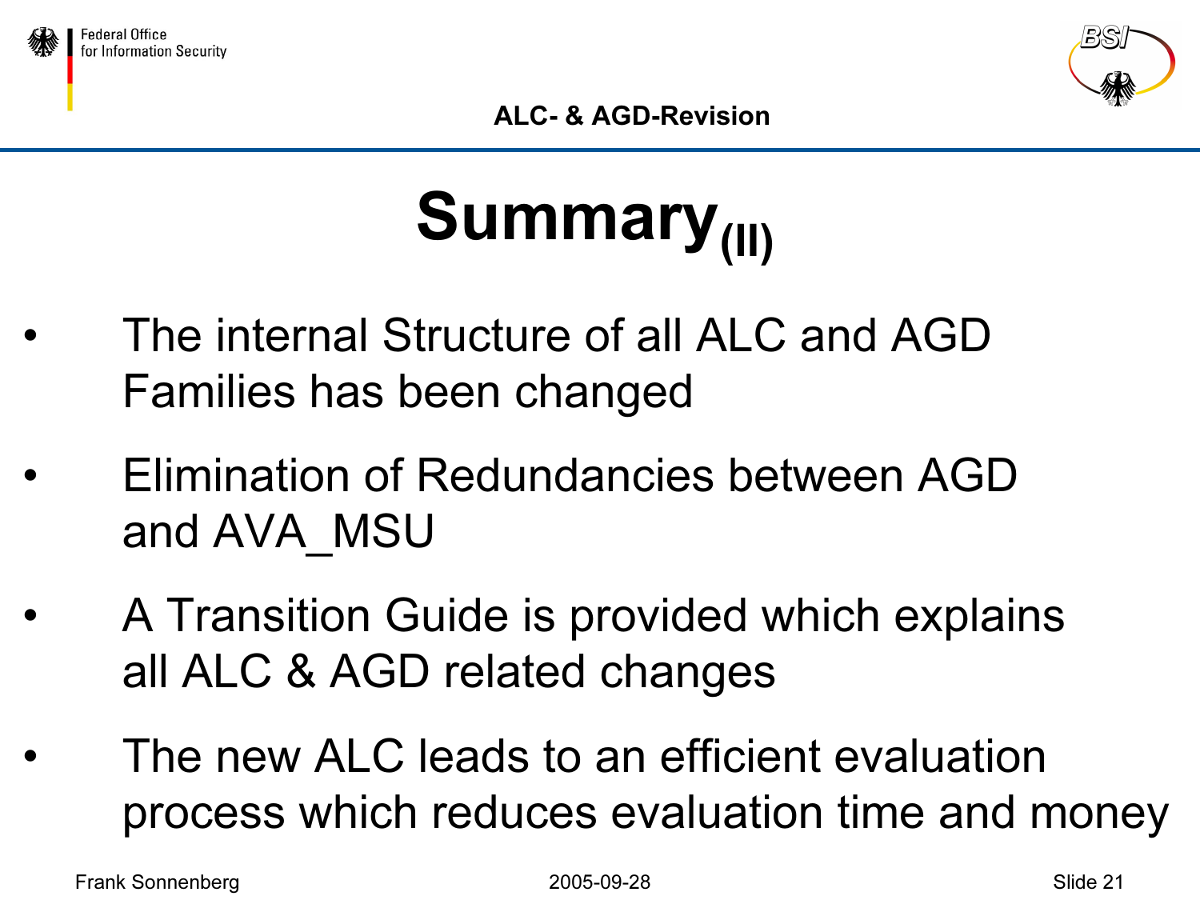# Summary$_{(II)}$

- The internal Structure of all ALC and AGD Families has been changed
- Elimination of Redundancies between AGD and AVA_MSU
- A Transition Guide is provided which explains all ALC & AGD related changes
- The new ALC leads to an efficient evaluation process which reduces evaluation time and money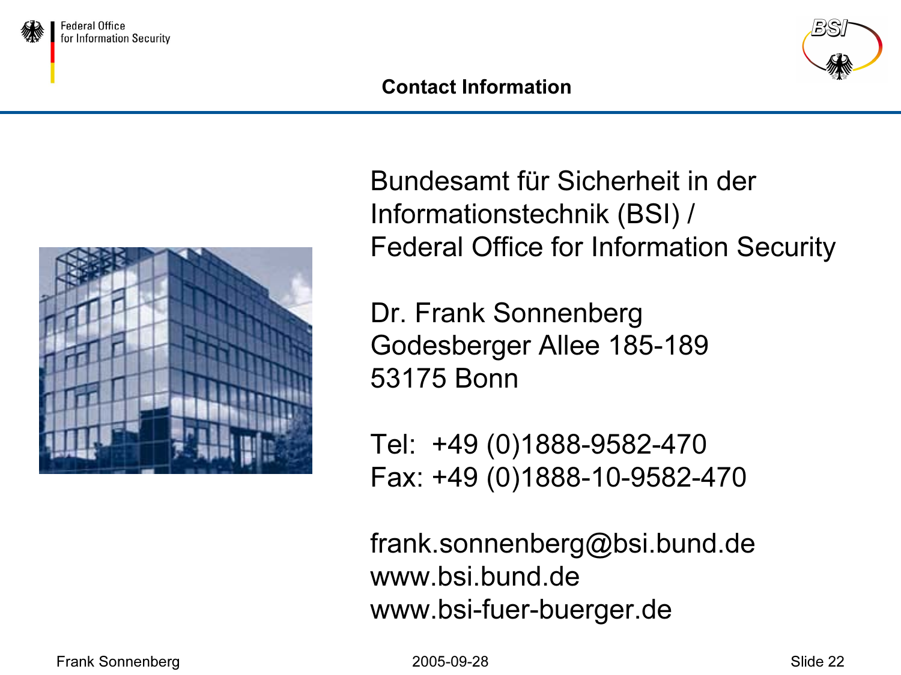## Contact Information

Bundesamt für Sicherheit in der Informationstechnik (BSI) /
Federal Office for Information Security

Dr. Frank Sonnenberg
Godesberger Allee 185-189
53175 Bonn

Tel: +49 (0)1888-9582-470
Fax: +49 (0)1888-10-9582-470

frank.sonnenberg@bsi.bund.de
www.bsi.bund.de
www.bsi-fuer-buerger.de